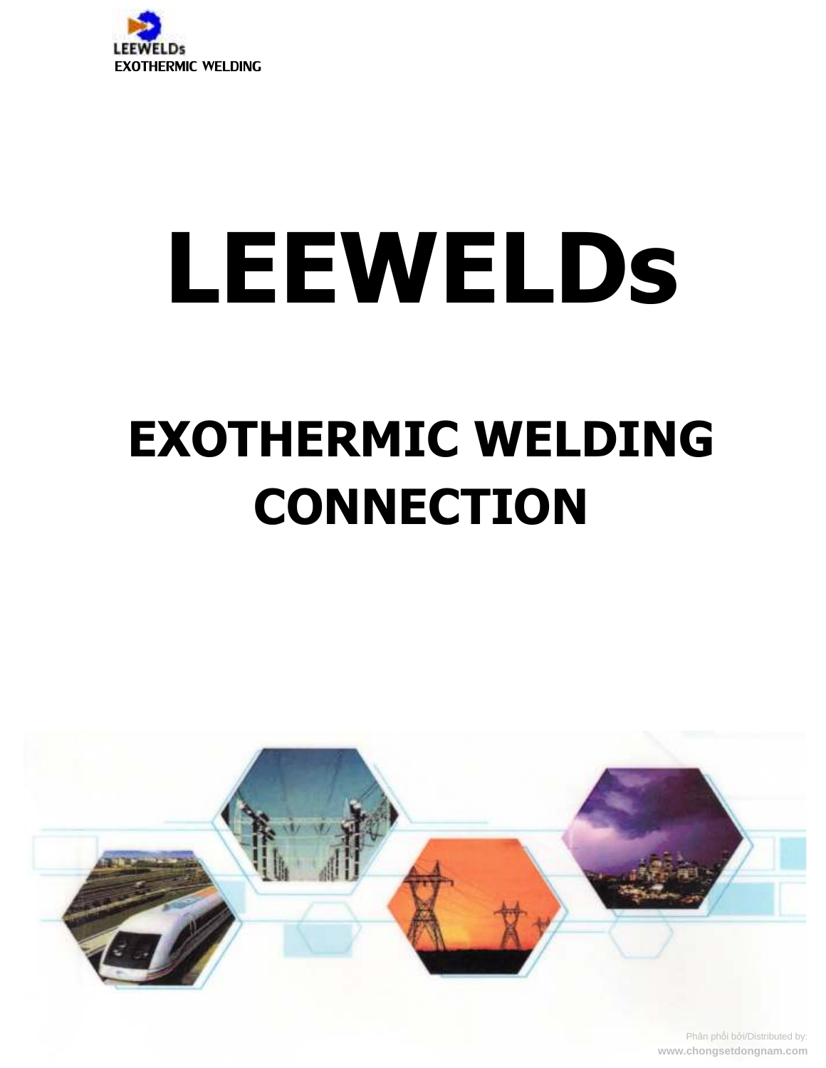LEEWELDs
EXOTHERMIC WELDING

# LEEWELDs

## EXOTHERMIC WELDING CONNECTION

Phân phối bởi/Distributed by:
www.chongsetdongnam.com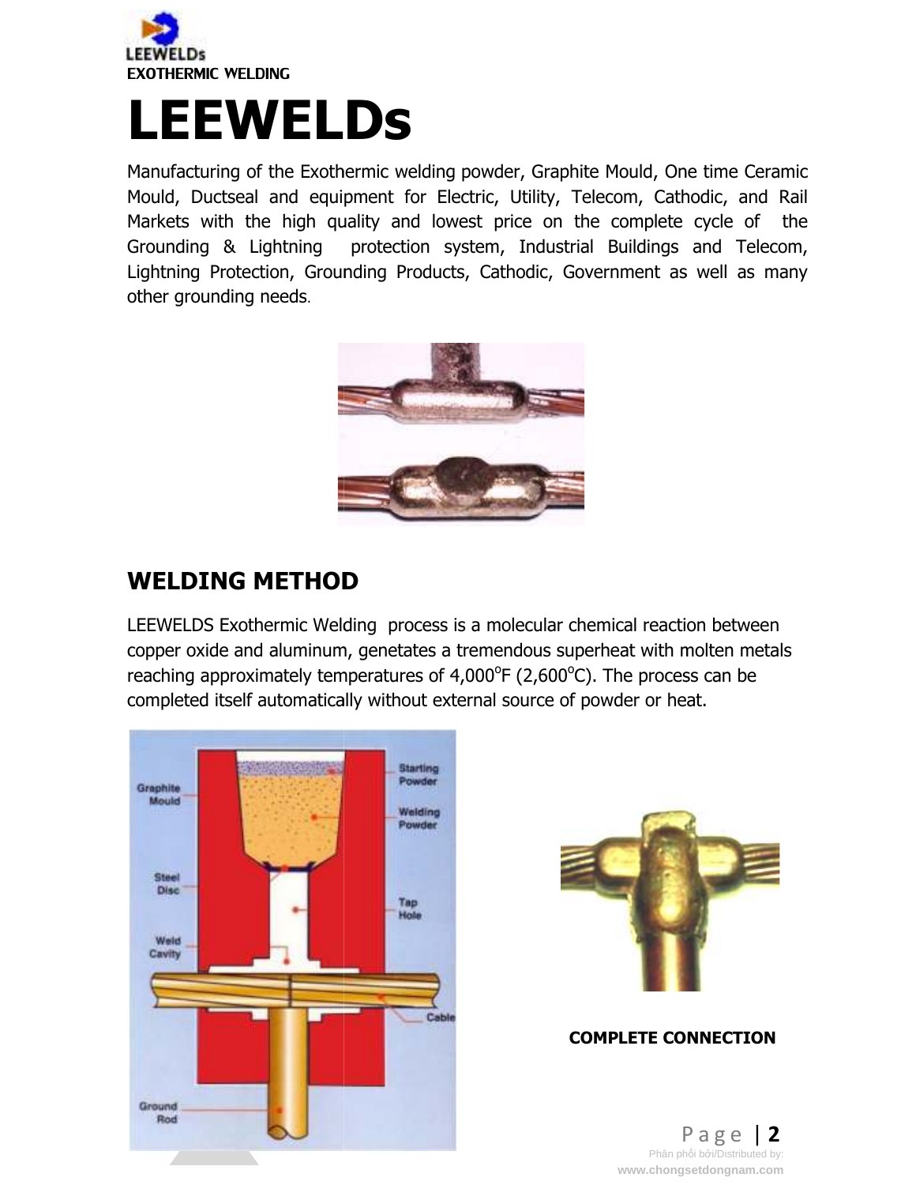LEEWELDs
EXOTHERMIC WELDING

# LEEWELDs

Manufacturing of the Exothermic welding powder, Graphite Mould, One time Ceramic Mould, Ductseal and equipment for Electric, Utility, Telecom, Cathodic, and Rail Markets with the high quality and lowest price on the complete cycle of the Grounding & Lightning protection system, Industrial Buildings and Telecom, Lightning Protection, Grounding Products, Cathodic, Government as well as many other grounding needs.

## WELDING METHOD

LEEWELDS Exothermic Welding process is a molecular chemical reaction between copper oxide and aluminum, genetates a tremendous superheat with molten metals reaching approximately temperatures of 4,000°F (2,600°C). The process can be completed itself automatically without external source of powder or heat.

Graphite Mould, Starting Powder, Welding Powder, Steel Disc, Tap Hole, Weld Cavity, Cable, Ground Rod

**COMPLETE CONNECTION**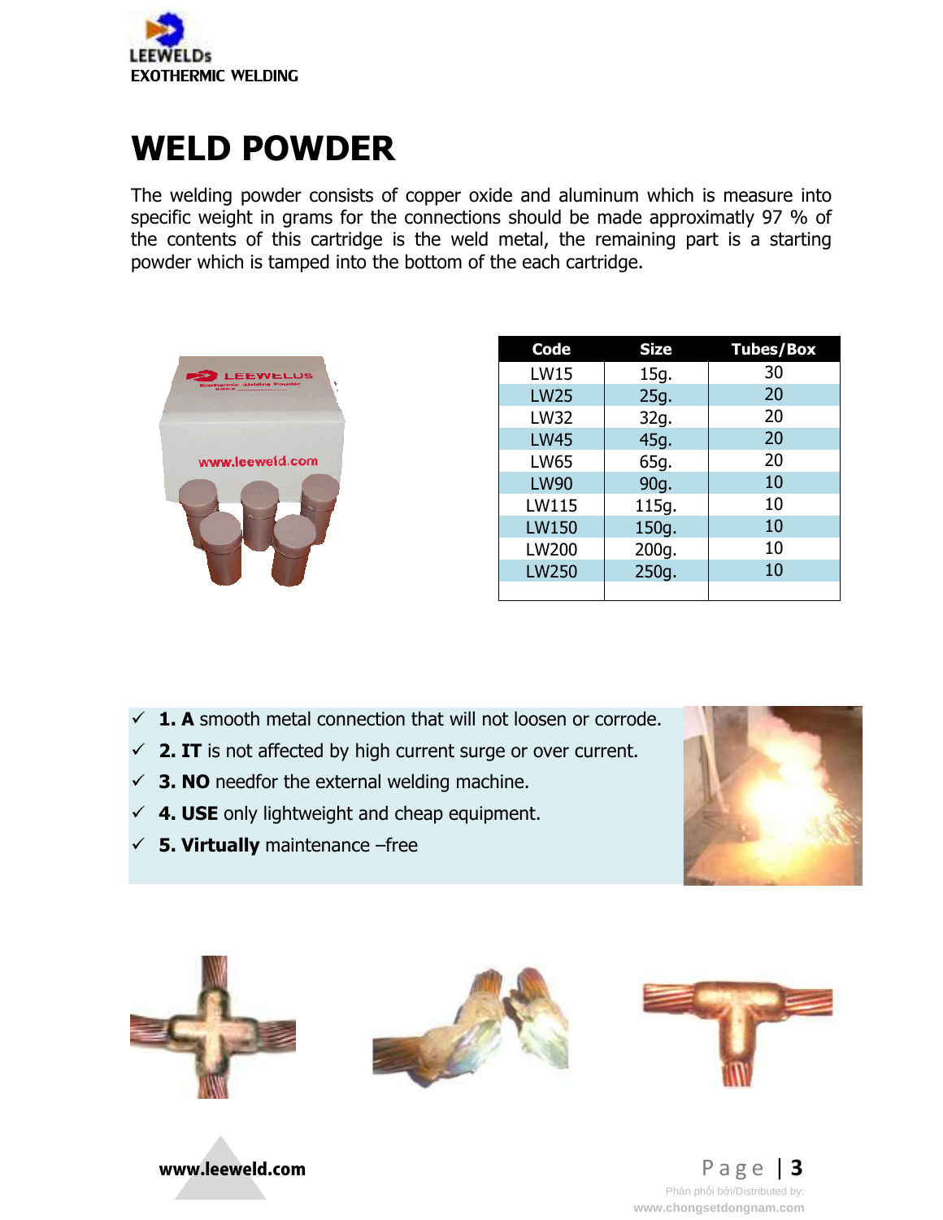# WELD POWDER

The welding powder consists of copper oxide and aluminum which is measure into specific weight in grams for the connections should be made approximately 97 % of the contents of this cartridge is the weld metal, the remaining part is a starting powder which is tamped into the bottom of the each cartridge.

| Code | Size | Tubes/Box |
|---|---|---|
| LW15 | 15g. | 30 |
| LW25 | 25g. | 20 |
| LW32 | 32g. | 20 |
| LW45 | 45g. | 20 |
| LW65 | 65g. | 20 |
| LW90 | 90g. | 10 |
| LW115 | 115g. | 10 |
| LW150 | 150g. | 10 |
| LW200 | 200g. | 10 |
| LW250 | 250g. | 10 |
| | | |

- ✓ **1. A** smooth metal connection that will not loosen or corrode.
- ✓ **2. IT** is not affected by high current surge or over current.
- ✓ **3. NO** needfor the external welding machine.
- ✓ **4. USE** only lightweight and cheap equipment.
- ✓ **5. Virtually** maintenance –free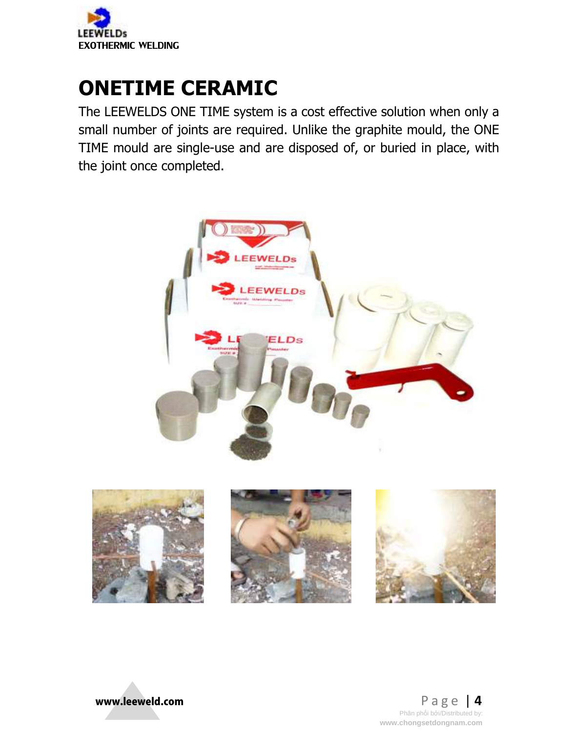# ONETIME CERAMIC

The LEEWELDS ONE TIME system is a cost effective solution when only a small number of joints are required. Unlike the graphite mould, the ONE TIME mould are single-use and are disposed of, or buried in place, with the joint once completed.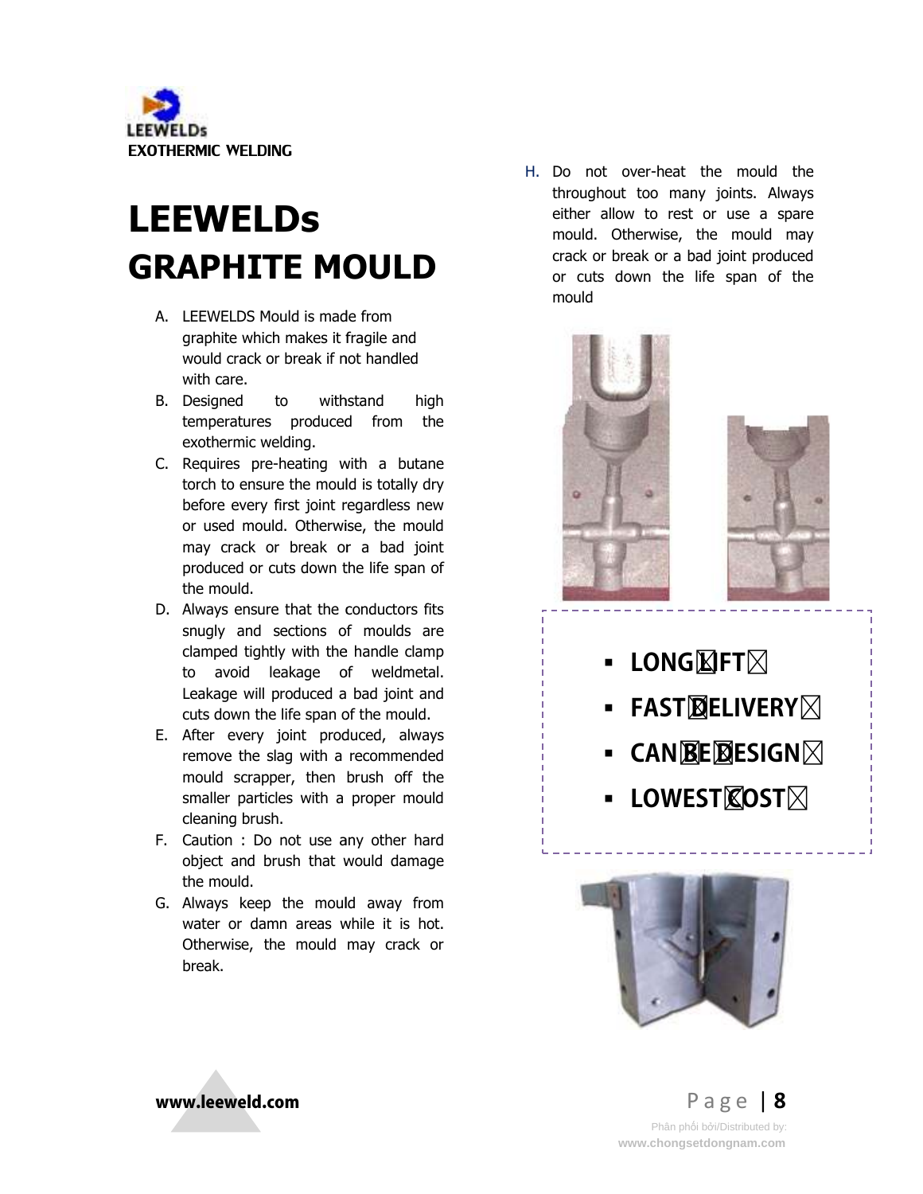# LEEWELDs GRAPHITE MOULD

A. LEEWELDS Mould is made from graphite which makes it fragile and would crack or break if not handled with care.
B. Designed to withstand high temperatures produced from the exothermic welding.
C. Requires pre-heating with a butane torch to ensure the mould is totally dry before every first joint regardless new or used mould. Otherwise, the mould may crack or break or a bad joint produced or cuts down the life span of the mould.
D. Always ensure that the conductors fits snugly and sections of moulds are clamped tightly with the handle clamp to avoid leakage of weldmetal. Leakage will produced a bad joint and cuts down the life span of the mould.
E. After every joint produced, always remove the slag with a recommended mould scrapper, then brush off the smaller particles with a proper mould cleaning brush.
F. Caution : Do not use any other hard object and brush that would damage the mould.
G. Always keep the mould away from water or damn areas while it is hot. Otherwise, the mould may crack or break.
H. Do not over-heat the mould the throughout too many joints. Always either allow to rest or use a spare mould. Otherwise, the mould may crack or break or a bad joint produced or cuts down the life span of the mould

- **LONG LIFT**
- **FAST DELIVERY**
- **CAN BE DESIGN**
- **LOWEST COST**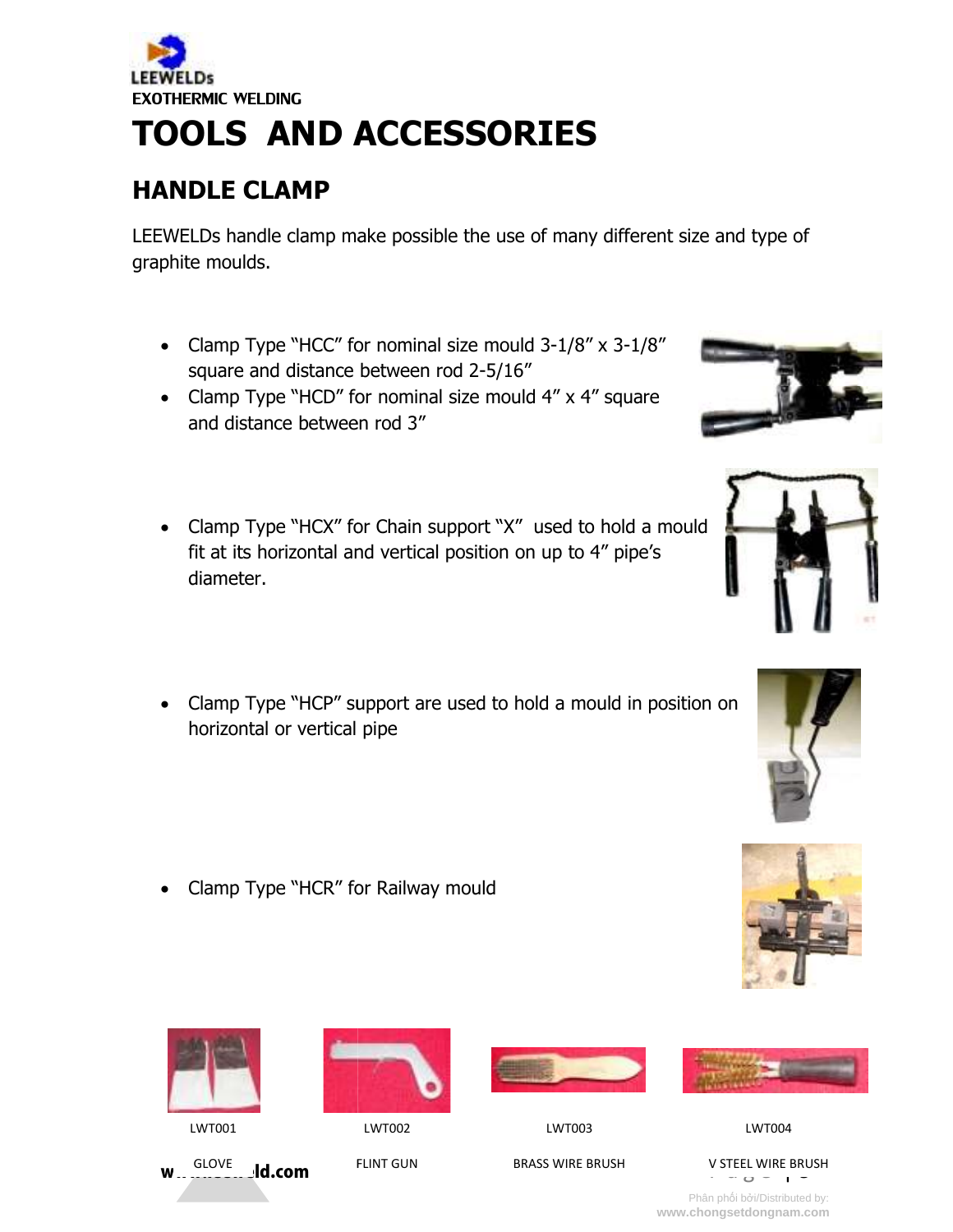LEEWELDs

EXOTHERMIC WELDING

# TOOLS AND ACCESSORIES

## HANDLE CLAMP

LEEWELDs handle clamp make possible the use of many different size and type of graphite moulds.

- Clamp Type "HCC" for nominal size mould 3-1/8" x 3-1/8" square and distance between rod 2-5/16"
- Clamp Type "HCD" for nominal size mould 4" x 4" square and distance between rod 3"

- Clamp Type "HCX" for Chain support "X" used to hold a mould fit at its horizontal and vertical position on up to 4" pipe's diameter.

- Clamp Type "HCP" support are used to hold a mould in position on horizontal or vertical pipe

- Clamp Type "HCR" for Railway mould

| LWT001 | LWT002 | LWT003 | LWT004 |
|---|---|---|---|
| GLOVE | FLINT GUN | BRASS WIRE BRUSH | V STEEL WIRE BRUSH |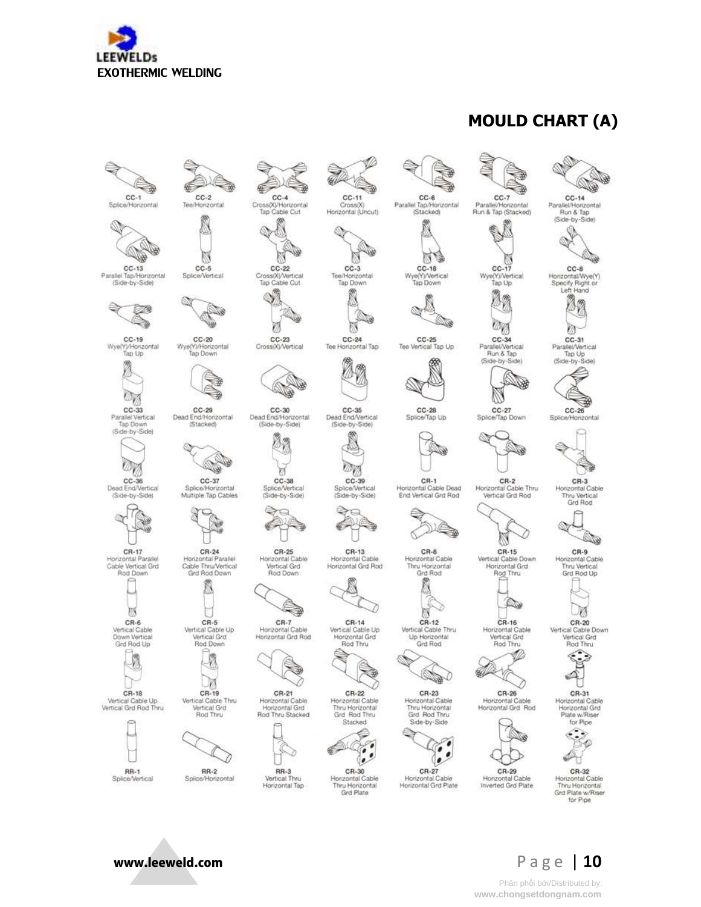# MOULD CHART (A)

| | | | | | | |
|---|---|---|---|---|---|---|
| CC-1 Splice/Horizontal | CC-2 Tee/Horizontal | CC-4 Cross(X)/Horizontal Tap Cable Cut | CC-11 Cross(X) Horizontal (Uncut) | CC-6 Parallel Tap/Horizontal (Stacked) | CC-7 Parallel/Horizontal Run & Tap (Stacked) | CC-14 Parallel/Horizontal Run & Tap (Side-by-Side) |
| CC-13 Parallel Tap/Horizontal (Side-by-Side) | CC-5 Splice/Vertical | CC-22 Cross(X)/Vertical Tap Cable Cut | CC-3 Tee/Horizontal Tap Down | CC-18 Wye(Y)/Vertical Tap Down | CC-17 Wye(Y)/Vertical Tap Up | CC-8 Horizontal/Wye(Y) Specify Right or Left Hand |
| CC-19 Wye(Y)/Horizontal Tap Up | CC-20 Wye(Y)/Horizontal Tap Down | CC-23 Cross(X)/Vertical | CC-24 Tee Horizontal Tap | CC-25 Tee Vertical Tap Up | CC-34 Parallel/Vertical Run & Tap (Side-by-Side) | CC-31 Parallel/Vertical Tap Up (Side-by-Side) |
| CC-33 Parallel Vertical Tap Down (Side-by-Side) | CC-29 Dead End/Horizontal (Stacked) | CC-30 Dead End/Horizontal (Side-by-Side) | CC-35 Dead End/Vertical (Side-by-Side) | CC-28 Splice/Tap Up | CC-27 Splice/Tap Down | CC-26 Splice/Horizontal |
| CC-36 Dead End/Vertical (Side-by-Side) | CC-37 Splice/Horizontal Multiple Tap Cables | CC-38 Splice/Vertical (Side-by-Side) | CC-39 Splice/Vertical (Side-by-Side) | CR-1 Horizontal Cable Dead End Vertical Grd Rod | CR-2 Horizontal Cable Thru Vertical Grd Rod | CR-3 Horizontal Cable Thru Vertical Grd Rod |
| CR-17 Horizontal Parallel Cable Vertical Grd Rod Down | CR-24 Horizontal Parallel Cable Thru/Vertical Grd Rod Down | CR-25 Horizontal Cable Vertical Grd Rod Down | CR-13 Horizontal Cable Horizontal Grd Rod | CR-8 Horizontal Cable Thru Horizontal Grd Rod | CR-15 Vertical Cable Down Horizontal Grd Rod Thru | CR-9 Horizontal Cable Thru Vertical Grd Rod Up |
| CR-6 Vertical Cable Down Vertical Grd Rod Up | CR-5 Vertical Cable Up Vertical Grd Rod Down | CR-7 Horizontal Cable Horizontal Grd Rod | CR-14 Vertical Cable Up Horizontal Grd Rod Thru | CR-12 Vertical Cable Thru Up Horizontal Grd Rod | CR-16 Horizontal Cable Vertical Grd Rod Thru | CR-20 Vertical Cable Down Vertical Grd Rod Thru |
| CR-18 Vertical Cable Up Vertical Grd Rod Thru | CR-19 Vertical Cable Thru Vertical Grd Rod Thru | CR-21 Horizontal Cable Horizontal Grd Rod Thru Stacked | CR-22 Horizontal Cable Thru Horizontal Grd Rod Thru Stacked | CR-23 Horizontal Cable Thru Horizontal Grd Rod Thru Side-by-Side | CR-26 Horizontal Cable Horizontal Grd Rod | CR-31 Horizontal Cable Horizontal Grd Plate w/Riser for Pipe |
| RR-1 Splice/Vertical | RR-2 Splice/Horizontal | RR-3 Vertical Thru Horizontal Tap | CR-30 Horizontal Cable Thru Horizontal Grd Plate | CR-27 Horizontal Cable Horizontal Grd Plate | CR-29 Horizontal Cable Inverted Grd Plate | CR-32 Horizontal Cable Thru Horizontal Grd Plate w/Riser for Pipe |

Phân phối bởi/Distributed by:
www.chongsetdongnam.com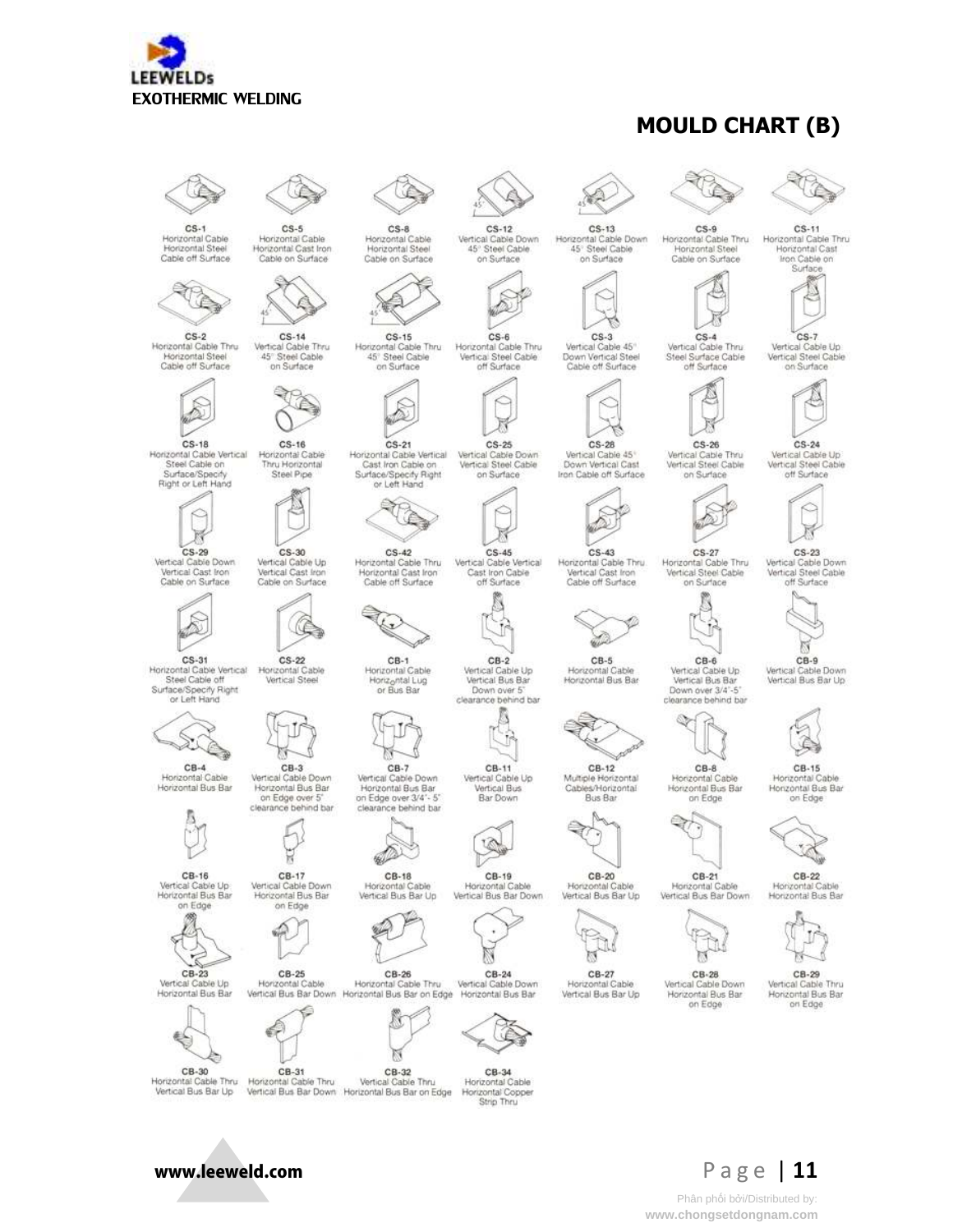LEEWELDs
EXOTHERMIC WELDING

## MOULD CHART (B)

| | | | | | | |
|---|---|---|---|---|---|---|
| **CS-1** Horizontal Cable Horizontal Steel Cable off Surface | **CS-5** Horizontal Cable Horizontal Cast Iron Cable on Surface | **CS-8** Horizontal Cable Horizontal Steel Cable on Surface | **CS-12** Vertical Cable Down 45° Steel Cable on Surface | **CS-13** Horizontal Cable Down 45° Steel Cable on Surface | **CS-9** Horizontal Cable Thru Horizontal Steel Cable on Surface | **CS-11** Horizontal Cable Thru Horizontal Cast Iron Cable on Surface |
| **CS-2** Horizontal Cable Thru Horizontal Steel Cable off Surface | **CS-14** Vertical Cable Thru 45° Steel Cable on Surface | **CS-15** Horizontal Cable Thru 45° Steel Cable on Surface | **CS-6** Horizontal Cable Thru Vertical Steel Cable off Surface | **CS-3** Vertical Cable 45° Down Vertical Steel Cable off Surface | **CS-4** Vertical Cable Thru Steel Surface Cable off Surface | **CS-7** Vertical Cable Up Vertical Steel Cable on Surface |
| **CS-18** Horizontal Cable Vertical Steel Cable on Surface/Specify Right or Left Hand | **CS-16** Horizontal Cable Thru Horizontal Steel Pipe | **CS-21** Horizontal Cable Vertical Cast Iron Cable on Surface/Specify Right or Left Hand | **CS-25** Vertical Cable Down Vertical Steel Cable on Surface | **CS-28** Vertical Cable 45° Down Vertical Cast Iron Cable off Surface | **CS-26** Vertical Cable Thru Vertical Steel Cable on Surface | **CS-24** Vertical Cable Up Vertical Steel Cable off Surface |
| **CS-29** Vertical Cable Down Vertical Cast Iron Cable on Surface | **CS-30** Vertical Cable Up Vertical Cast Iron Cable on Surface | **CS-42** Horizontal Cable Thru Horizontal Cast Iron Cable off Surface | **CS-45** Vertical Cable Vertical Cast Iron Cable off Surface | **CS-43** Horizontal Cable Thru Vertical Cast Iron Cable off Surface | **CS-27** Horizontal Cable Thru Vertical Steel Cable on Surface | **CS-23** Vertical Cable Down Vertical Steel Cable off Surface |
| **CS-31** Horizontal Cable Vertical Steel Cable off Surface/Specify Right or Left Hand | **CS-22** Horizontal Cable Vertical Steel | **CB-1** Horizontal Cable Horizontal Lug or Bus Bar | **CB-2** Vertical Cable Up Vertical Bus Bar Down over 5" clearance behind bar | **CB-5** Horizontal Cable Horizontal Bus Bar | **CB-6** Vertical Cable Up Vertical Bus Bar Down over 3/4"-5" clearance behind bar | **CB-9** Vertical Cable Down Vertical Bus Bar Up |
| **CB-4** Horizontal Cable Horizontal Bus Bar | **CB-3** Vertical Cable Down Horizontal Bus Bar on Edge over 5" clearance behind bar | **CB-7** Vertical Cable Down Horizontal Bus Bar on Edge over 3/4"- 5" clearance behind bar | **CB-11** Vertical Cable Up Vertical Bus Bar Down | **CB-12** Multiple Horizontal Cables/Horizontal Bus Bar | **CB-8** Horizontal Cable Horizontal Bus Bar on Edge | **CB-15** Horizontal Cable Horizontal Bus Bar on Edge |
| **CB-16** Vertical Cable Up Horizontal Bus Bar on Edge | **CB-17** Vertical Cable Down Horizontal Bus Bar on Edge | **CB-18** Horizontal Cable Vertical Bus Bar Up | **CB-19** Horizontal Cable Vertical Bus Bar Down | **CB-20** Horizontal Cable Vertical Bus Bar Up | **CB-21** Horizontal Cable Vertical Bus Bar Down | **CB-22** Horizontal Cable Horizontal Bus Bar |
| **CB-23** Vertical Cable Up Horizontal Bus Bar | **CB-25** Horizontal Cable Vertical Bus Bar Down | **CB-26** Horizontal Cable Thru Horizontal Bus Bar on Edge | **CB-24** Vertical Cable Down Horizontal Bus Bar | **CB-27** Horizontal Cable Vertical Bus Bar Up | **CB-28** Vertical Cable Down Horizontal Bus Bar on Edge | **CB-29** Vertical Cable Thru Horizontal Bus Bar on Edge |
| **CB-30** Horizontal Cable Thru Vertical Bus Bar Up | **CB-31** Horizontal Cable Thru Vertical Bus Bar Down | **CB-32** Vertical Cable Thru Horizontal Bus Bar on Edge | **CB-34** Horizontal Cable Horizontal Copper Strip Thru | | | |

www.leeweld.com

Phân phối bởi/Distributed by: www.chongsetdongnam.com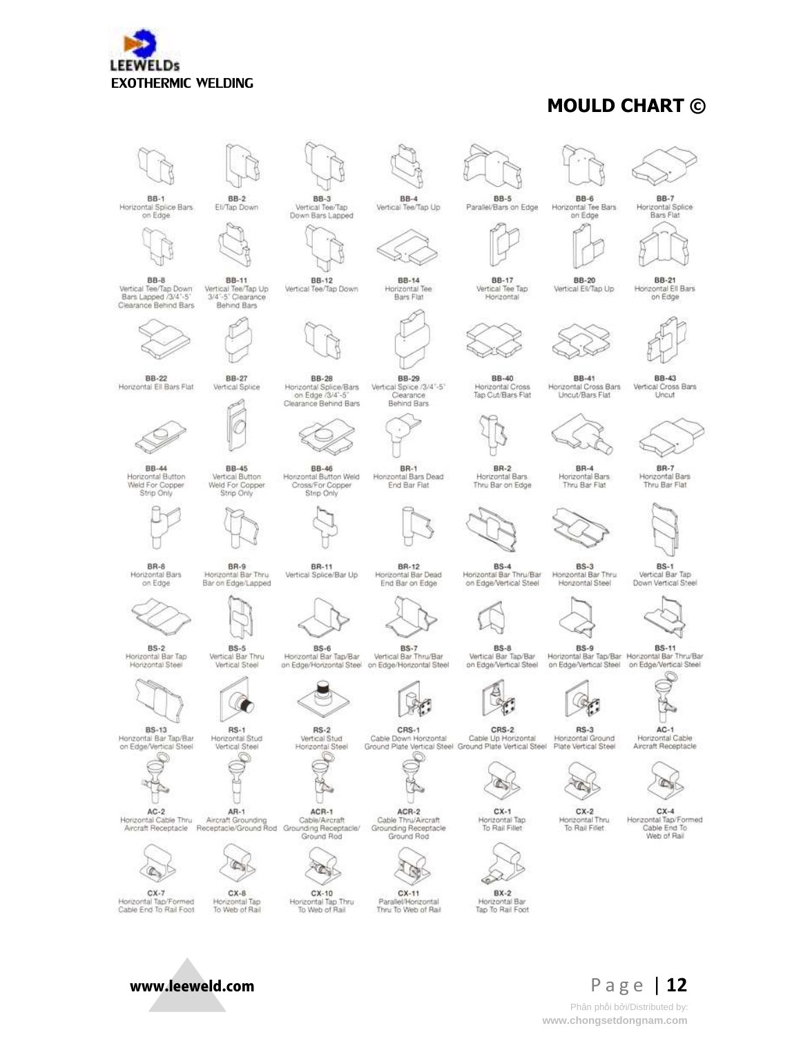LEEWELDs

EXOTHERMIC WELDING

## MOULD CHART ©

| | | | | | | |
|---|---|---|---|---|---|---|
| BB-1 Horizontal Splice Bars on Edge | BB-2 Ell/Tap Down | BB-3 Vertical Tee/Tap Down Bars Lapped | BB-4 Vertical Tee/Tap Up | BB-5 Parallel/Bars on Edge | BB-6 Horizontal Tee Bars on Edge | BB-7 Horizontal Splice Bars Flat |
| BB-8 Vertical Tee/Tap Down Bars Lapped /3/4"-5" Clearance Behind Bars | BB-11 Vertical Tee/Tap Up 3/4"-5" Clearance Behind Bars | BB-12 Vertical Tee/Tap Down | BB-14 Horizontal Tee Bars Flat | BB-17 Vertical Tee Tap Horizontal | BB-20 Vertical Ell/Tap Up | BB-21 Horizontal Ell Bars on Edge |
| BB-22 Horizontal Ell Bars Flat | BB-27 Vertical Splice | BB-28 Horizontal Splice/Bars on Edge /3/4"-5" Clearance Behind Bars | BB-29 Vertical Spice /3/4"-5" Clearance Behind Bars | BB-40 Horizontal Cross Tap Cut/Bars Flat | BB-41 Horizontal Cross Bars Uncut/Bars Flat | BB-43 Vertical Cross Bars Uncut |
| BB-44 Horizontal Button Weld For Copper Strip Only | BB-45 Vertical Button Weld For Copper Strip Only | BB-46 Horizontal Button Weld Cross/For Copper Strip Only | BR-1 Horizontal Bars Dead End Bar Flat | BR-2 Horizontal Bars Thru Bar on Edge | BR-4 Horizontal Bars Thru Bar Flat | BR-7 Horizontal Bars Thru Bar Flat |
| BR-8 Horizontal Bars on Edge | BR-9 Horizontal Bar Thru Bar on Edge/Lapped | BR-11 Vertical Splice/Bar Up | BR-12 Horizontal Bar Dead End Bar on Edge | BS-4 Horizontal Bar Thru/Bar on Edge/Vertical Steel | BS-3 Horizontal Bar Thru Horizontal Steel | BS-1 Vertical Bar Tap Down Vertical Steel |
| BS-2 Horizontal Bar Tap Horizontal Steel | BS-5 Vertical Bar Thru Vertical Steel | BS-6 Horizontal Bar Tap/Bar on Edge/Horizontal Steel | BS-7 Vertical Bar Thru/Bar on Edge/Horizontal Steel | BS-8 Vertical Bar Tap/Bar on Edge/Vertical Steel | BS-9 Horizontal Bar Tap/Bar on Edge/Vertical Steel | BS-11 Horizontal Bar Thru/Bar on Edge/Vertical Steel |
| BS-13 Horizontal Bar Tap/Bar on Edge/Vertical Steel | RS-1 Horizontal Stud Vertical Steel | RS-2 Vertical Stud Horizontal Steel | CRS-1 Cable Down Horizontal Ground Plate Vertical Steel | CRS-2 Cable Up Horizontal Ground Plate Vertical Steel | RS-3 Horizontal Ground Plate Vertical Steel | AC-1 Horizontal Cable Aircraft Receptacle |
| AC-2 Horizontal Cable Thru Aircraft Receptacle | AR-1 Aircraft Grounding Receptacle/Ground Rod | ACR-1 Cable/Aircraft Grounding Receptacle/ Ground Rod | ACR-2 Cable Thru/Aircraft Grounding Receptacle Ground Rod | CX-1 Horizontal Tap To Rail Fillet | CX-2 Horizontal Thru To Rail Fillet | CX-4 Horizontal Tap/Formed Cable End To Web of Rail |
| CX-7 Horizontal Tap/Formed Cable End To Rail Foot | CX-8 Horizontal Tap To Web of Rail | CX-10 Horizontal Tap Thru To Web of Rail | CX-11 Parallel/Horizontal Thru To Web of Rail | BX-2 Horizontal Bar Tap To Rail Foot | | |

www.leeweld.com

Phân phối bởi/Distributed by:
www.chongsetdongnam.com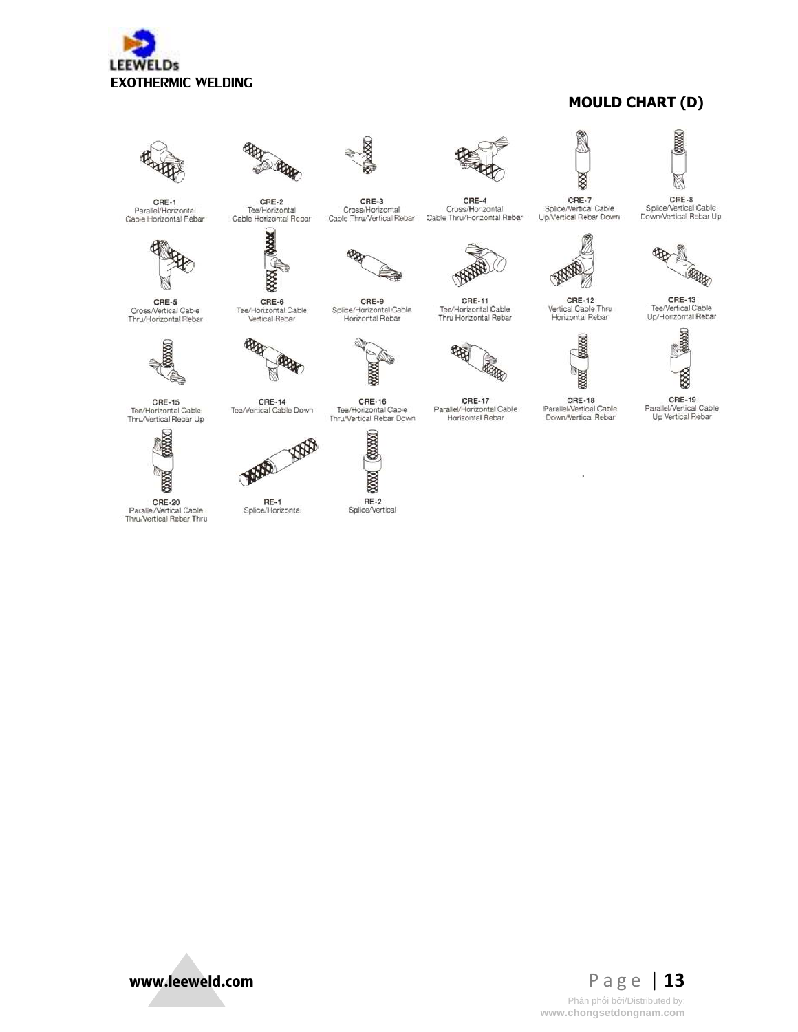LEEWELDs
EXOTHERMIC WELDING

## MOULD CHART (D)

CRE-1
Parallel/Horizontal Cable Horizontal Rebar

CRE-2
Tee/Horizontal Cable Horizontal Rebar

CRE-3
Cross/Horizontal Cable Thru/Vertical Rebar

CRE-4
Cross/Horizontal Cable Thru/Horizontal Rebar

CRE-7
Splice/Vertical Cable Up/Vertical Rebar Down

CRE-8
Splice/Vertical Cable Down/Vertical Rebar Up

CRE-5
Cross/Vertical Cable Thru/Horizontal Rebar

CRE-6
Tee/Horizontal Cable Vertical Rebar

CRE-9
Splice/Horizontal Cable Horizontal Rebar

CRE-11
Tee/Horizontal Cable Thru Horizontal Rebar

CRE-12
Vertical Cable Thru Horizontal Rebar

CRE-13
Tee/Vertical Cable Up/Horizontal Rebar

CRE-15
Tee/Horizontal Cable Thru/Vertical Rebar Up

CRE-14
Tee/Vertical Cable Down

CRE-16
Tee/Horizontal Cable Thru/Vertical Rebar Down

CRE-17
Parallel/Horizontal Cable Horizontal Rebar

CRE-18
Parallel/Vertical Cable Down/Vertical Rebar

CRE-19
Parallel/Vertical Cable Up Vertical Rebar

CRE-20
Parallel/Vertical Cable Thru/Vertical Rebar Thru

RE-1
Splice/Horizontal

RE-2
Splice/Vertical

www.leeweld.com

Phân phối bởi/Distributed by:
www.chongsetdongnam.com